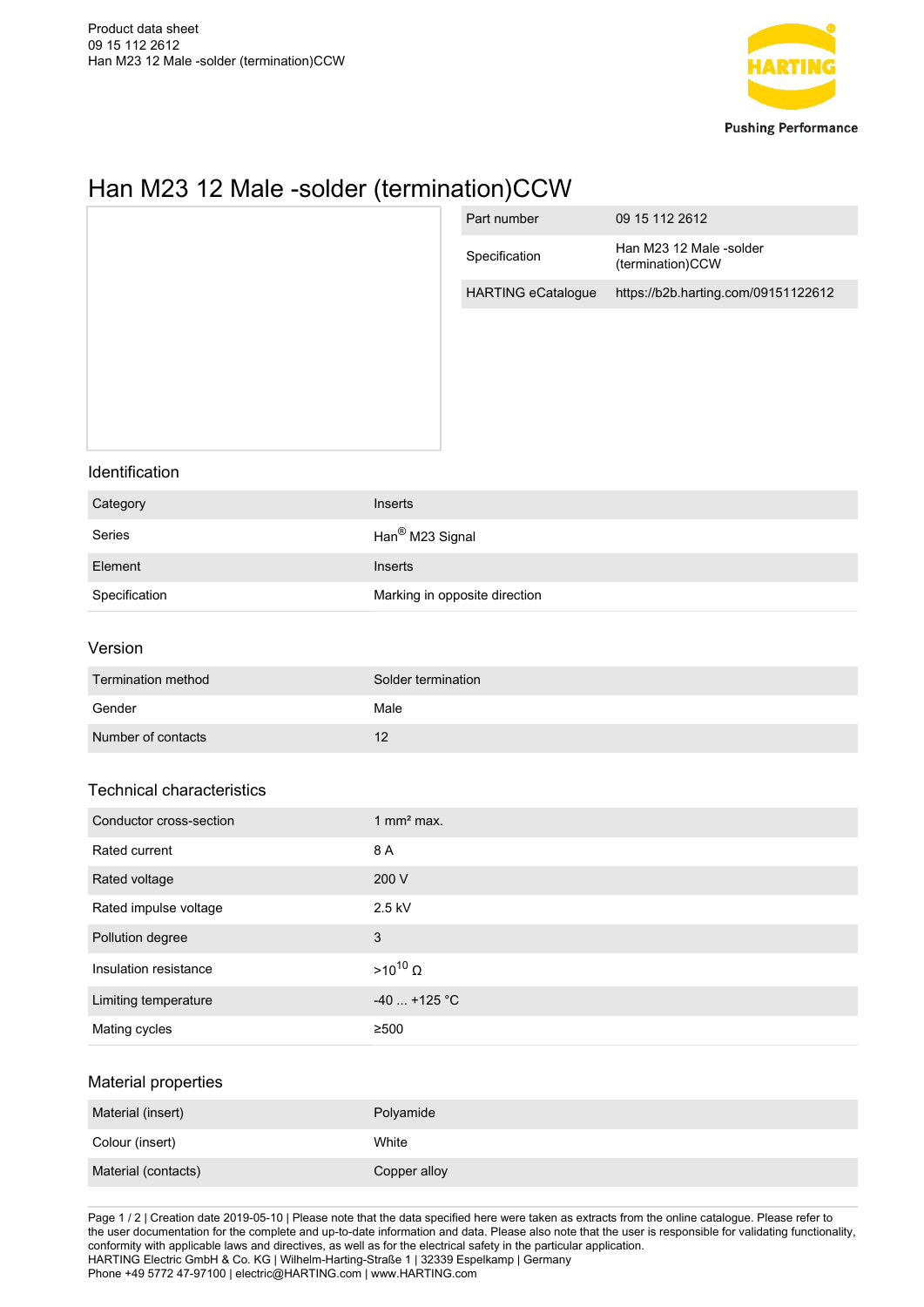Product data sheet
09 15 112 2612
Han M23 12 Male -solder (termination)CCW

# Han M23 12 Male -solder (termination)CCW

| | |
|---|---|
| Part number | 09 15 112 2612 |
| Specification | Han M23 12 Male -solder (termination)CCW |
| HARTING eCatalogue | https://b2b.harting.com/09151122612 |

## Identification

| | |
|---|---|
| Category | Inserts |
| Series | Han® M23 Signal |
| Element | Inserts |
| Specification | Marking in opposite direction |

## Version

| | |
|---|---|
| Termination method | Solder termination |
| Gender | Male |
| Number of contacts | 12 |

## Technical characteristics

| | |
|---|---|
| Conductor cross-section | 1 mm² max. |
| Rated current | 8 A |
| Rated voltage | 200 V |
| Rated impulse voltage | 2.5 kV |
| Pollution degree | 3 |
| Insulation resistance | $>10^{10}$ Ω |
| Limiting temperature | -40 ... +125 °C |
| Mating cycles | ≥500 |

## Material properties

| | |
|---|---|
| Material (insert) | Polyamide |
| Colour (insert) | White |
| Material (contacts) | Copper alloy |

Creation date 2019-05-10 | Please note that the data specified here were taken as extracts from the online catalogue. Please refer to the user documentation for the complete and up-to-date information and data. Please also note that the user is responsible for validating functionality, conformity with applicable laws and directives, as well as for the electrical safety in the particular application.
HARTING Electric GmbH & Co. KG | Wilhelm-Harting-Straße 1 | 32339 Espelkamp | Germany
Phone +49 5772 47-97100 | electric@HARTING.com | www.HARTING.com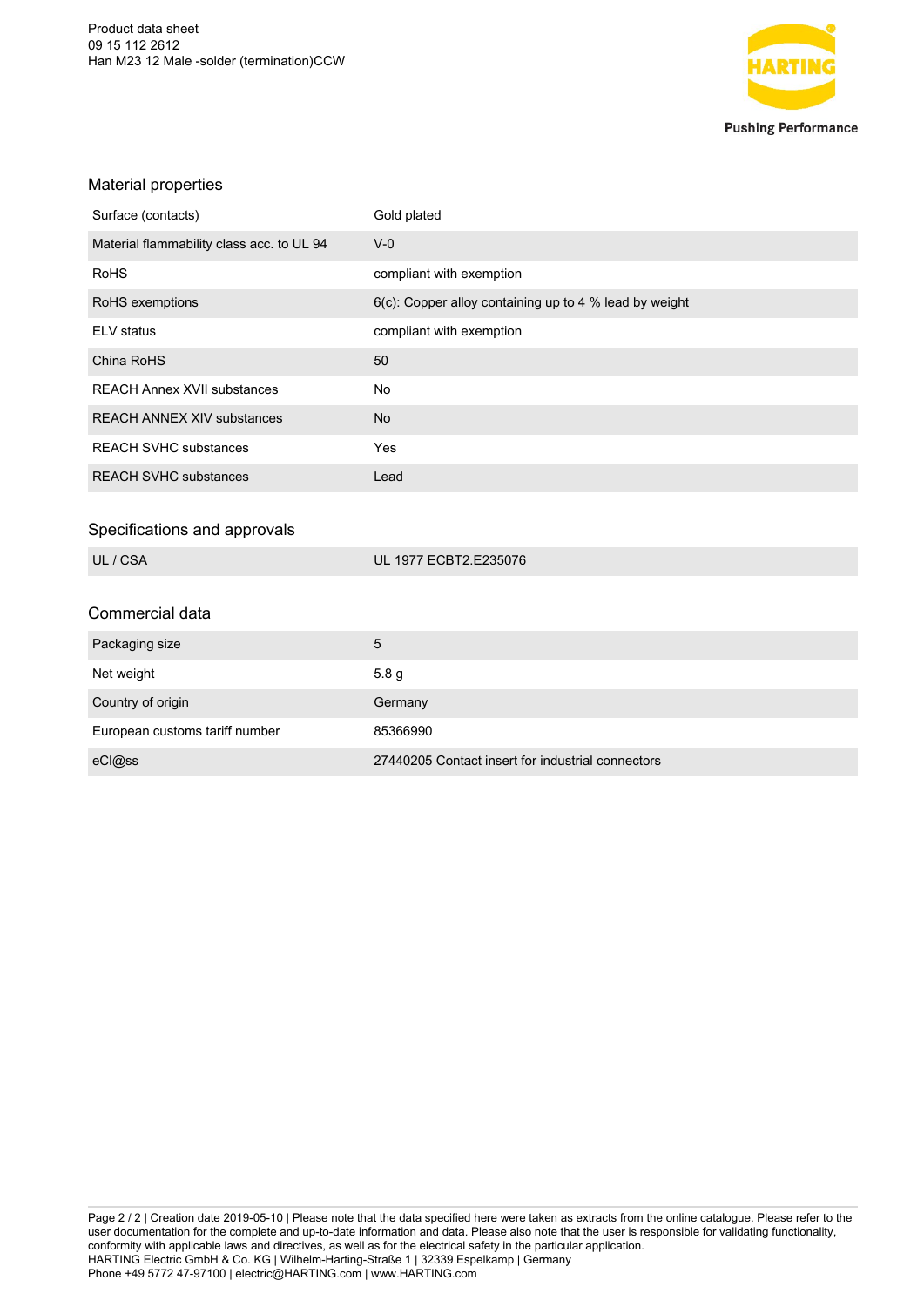## Material properties

| | |
|---|---|
| Surface (contacts) | Gold plated |
| Material flammability class acc. to UL 94 | V-0 |
| RoHS | compliant with exemption |
| RoHS exemptions | 6(c): Copper alloy containing up to 4 % lead by weight |
| ELV status | compliant with exemption |
| China RoHS | 50 |
| REACH Annex XVII substances | No |
| REACH ANNEX XIV substances | No |
| REACH SVHC substances | Yes |
| REACH SVHC substances | Lead |

## Specifications and approvals

| | |
|---|---|
| UL / CSA | UL 1977 ECBT2.E235076 |

## Commercial data

| | |
|---|---|
| Packaging size | 5 |
| Net weight | 5.8 g |
| Country of origin | Germany |
| European customs tariff number | 85366990 |
| eCl@ss | 27440205 Contact insert for industrial connectors |